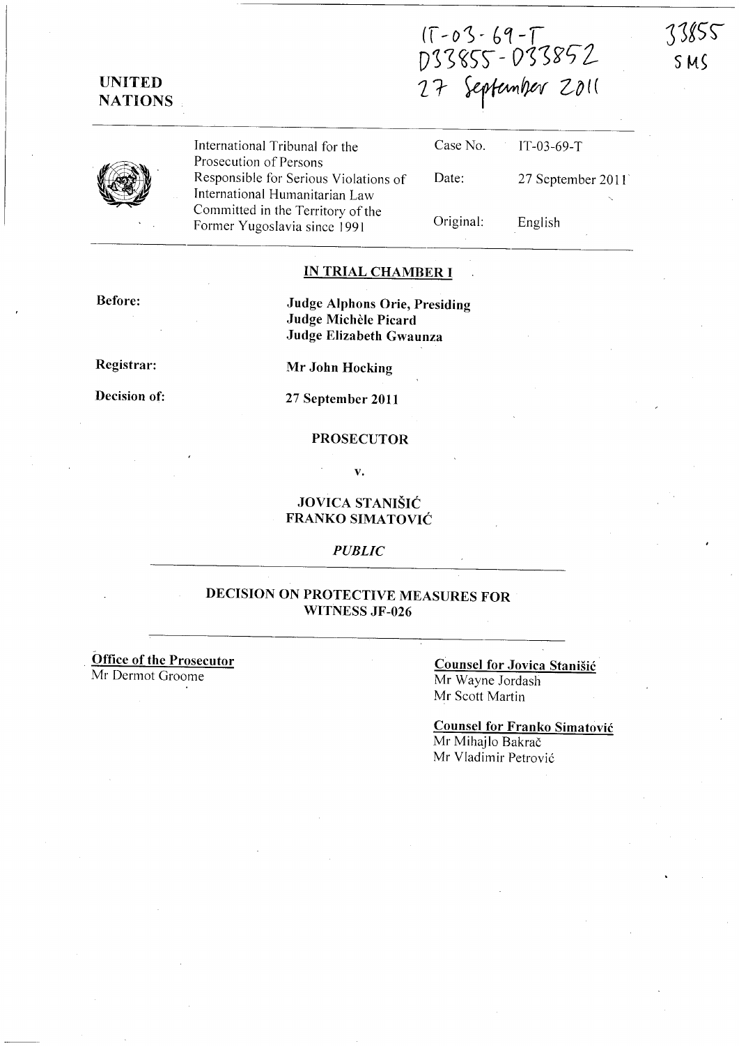IT-03-69-T
D33855 - D33852
27 September 2011

33855
SMS

**UNITED NATIONS**

| International Tribunal for the Prosecution of Persons Responsible for Serious Violations of International Humanitarian Law Committed in the Territory of the Former Yugoslavia since 1991 | Case No. | IT-03-69-T |
|---|---|---|
| | Date: | 27 September 2011 |
| | Original: | English |

## IN TRIAL CHAMBER I

**Before:** **Judge Alphons Orie, Presiding**
**Judge Michèle Picard**
**Judge Elizabeth Gwaunza**

**Registrar:** **Mr John Hocking**

**Decision of:** **27 September 2011**

**PROSECUTOR**

**v.**

**JOVICA STANIŠIĆ**
**FRANKO SIMATOVIĆ**

*PUBLIC*

## DECISION ON PROTECTIVE MEASURES FOR WITNESS JF-026

**Office of the Prosecutor**
Mr Dermot Groome

**Counsel for Jovica Stanišić**
Mr Wayne Jordash
Mr Scott Martin

**Counsel for Franko Simatović**
Mr Mihajlo Bakrač
Mr Vladimir Petrović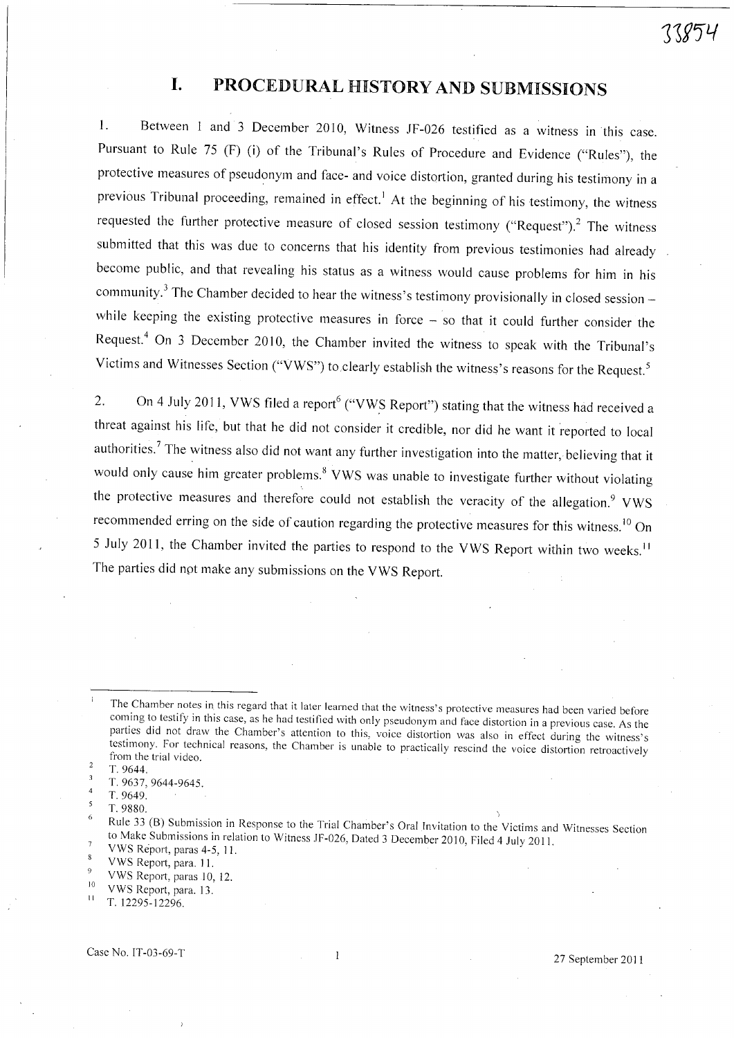# I. PROCEDURAL HISTORY AND SUBMISSIONS

1. Between 1 and 3 December 2010, Witness JF-026 testified as a witness in this case. Pursuant to Rule 75 (F) (i) of the Tribunal's Rules of Procedure and Evidence ("Rules"), the protective measures of pseudonym and face- and voice distortion, granted during his testimony in a previous Tribunal proceeding, remained in effect.[1] At the beginning of his testimony, the witness requested the further protective measure of closed session testimony ("Request").[2] The witness submitted that this was due to concerns that his identity from previous testimonies had already become public, and that revealing his status as a witness would cause problems for him in his community.[3] The Chamber decided to hear the witness's testimony provisionally in closed session – while keeping the existing protective measures in force – so that it could further consider the Request.[4] On 3 December 2010, the Chamber invited the witness to speak with the Tribunal's Victims and Witnesses Section ("VWS") to clearly establish the witness's reasons for the Request.[5]

2. On 4 July 2011, VWS filed a report[6] ("VWS Report") stating that the witness had received a threat against his life, but that he did not consider it credible, nor did he want it reported to local authorities.[7] The witness also did not want any further investigation into the matter, believing that it would only cause him greater problems.[8] VWS was unable to investigate further without violating the protective measures and therefore could not establish the veracity of the allegation.[9] VWS recommended erring on the side of caution regarding the protective measures for this witness.[10] On 5 July 2011, the Chamber invited the parties to respond to the VWS Report within two weeks.[11] The parties did not make any submissions on the VWS Report.

---

[1] The Chamber notes in this regard that it later learned that the witness's protective measures had been varied before coming to testify in this case, as he had testified with only pseudonym and face distortion in a previous case. As the parties did not draw the Chamber's attention to this, voice distortion was also in effect during the witness's testimony. For technical reasons, the Chamber is unable to practically rescind the voice distortion retroactively from the trial video.

[2] T. 9644.

[3] T. 9637, 9644-9645.

[4] T. 9649.

[5] T. 9880.

[6] Rule 33 (B) Submission in Response to the Trial Chamber's Oral Invitation to the Victims and Witnesses Section to Make Submissions in relation to Witness JF-026, Dated 3 December 2010, Filed 4 July 2011.

[7] VWS Report, paras 4-5, 11.

[8] VWS Report, para. 11.

[9] VWS Report, paras 10, 12.

[10] VWS Report, para. 13.

[11] T. 12295-12296.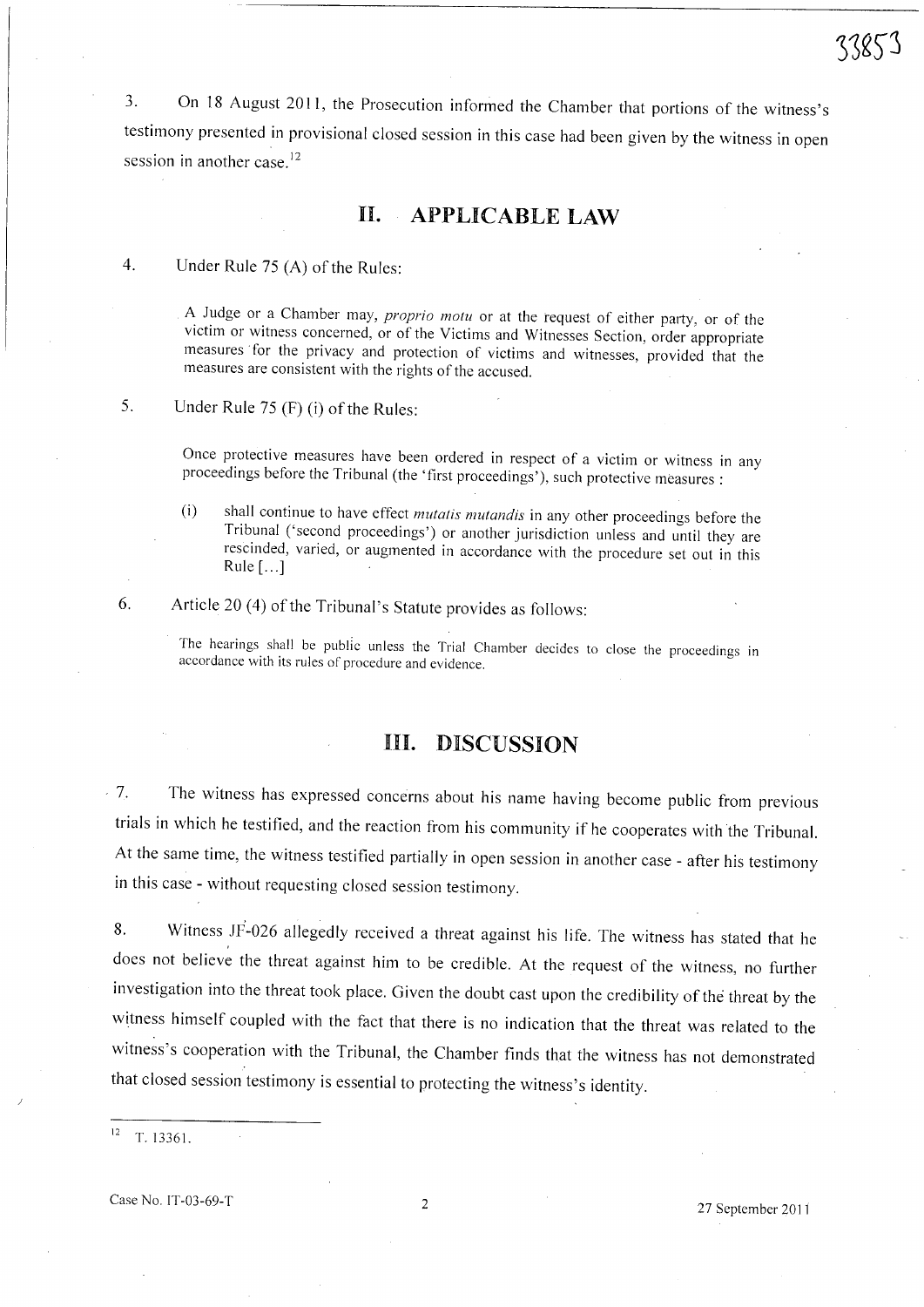3. On 18 August 2011, the Prosecution informed the Chamber that portions of the witness's testimony presented in provisional closed session in this case had been given by the witness in open session in another case.[12]

## II. APPLICABLE LAW

4. Under Rule 75 (A) of the Rules:

> A Judge or a Chamber may, *proprio motu* or at the request of either party, or of the victim or witness concerned, or of the Victims and Witnesses Section, order appropriate measures for the privacy and protection of victims and witnesses, provided that the measures are consistent with the rights of the accused.

5. Under Rule 75 (F) (i) of the Rules:

> Once protective measures have been ordered in respect of a victim or witness in any proceedings before the Tribunal (the 'first proceedings'), such protective measures :
>
> (i) shall continue to have effect *mutatis mutandis* in any other proceedings before the Tribunal ('second proceedings') or another jurisdiction unless and until they are rescinded, varied, or augmented in accordance with the procedure set out in this Rule [...]

6. Article 20 (4) of the Tribunal's Statute provides as follows:

> The hearings shall be public unless the Trial Chamber decides to close the proceedings in accordance with its rules of procedure and evidence.

## III. DISCUSSION

7. The witness has expressed concerns about his name having become public from previous trials in which he testified, and the reaction from his community if he cooperates with the Tribunal. At the same time, the witness testified partially in open session in another case - after his testimony in this case - without requesting closed session testimony.

8. Witness JF-026 allegedly received a threat against his life. The witness has stated that he does not believe the threat against him to be credible. At the request of the witness, no further investigation into the threat took place. Given the doubt cast upon the credibility of the threat by the witness himself coupled with the fact that there is no indication that the threat was related to the witness's cooperation with the Tribunal, the Chamber finds that the witness has not demonstrated that closed session testimony is essential to protecting the witness's identity.

---

[12] T. 13361.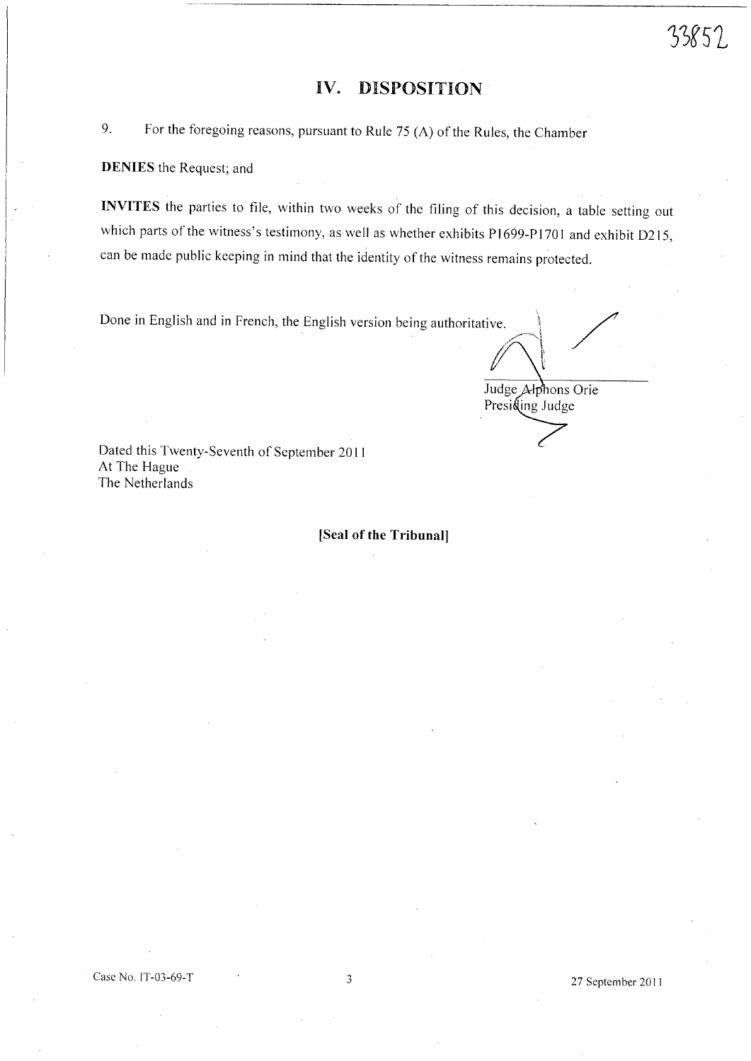## IV. DISPOSITION

9. For the foregoing reasons, pursuant to Rule 75 (A) of the Rules, the Chamber

**DENIES** the Request; and

**INVITES** the parties to file, within two weeks of the filing of this decision, a table setting out which parts of the witness's testimony, as well as whether exhibits P1699-P1701 and exhibit D215, can be made public keeping in mind that the identity of the witness remains protected.

Done in English and in French, the English version being authoritative.

Judge Alphons Orie
Presiding Judge

Dated this Twenty-Seventh of September 2011
At The Hague
The Netherlands

**[Seal of the Tribunal]**